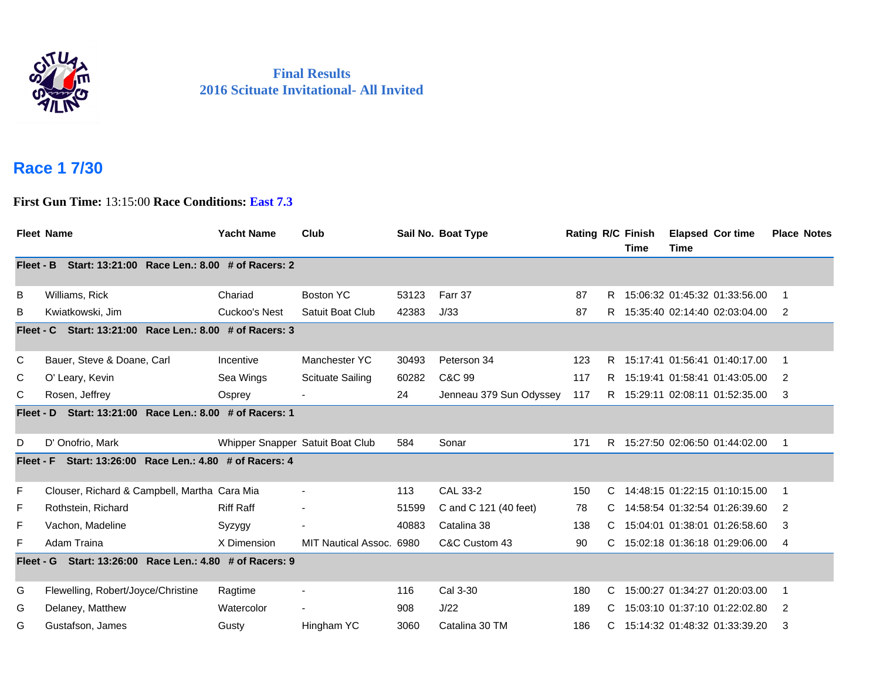**Final Results**
**2016 Scituate Invitational- All Invited**

## Race 1 7/30

**First Gun Time:** 13:15:00 **Race Conditions:** East 7.3

| Fleet | Name | Yacht Name | Club | Sail No. | Boat Type | Rating | R/C | Finish Time | Elapsed Time | Cor time | Place | Notes |
|---|---|---|---|---|---|---|---|---|---|---|---|---|
| **Fleet - B** | **Start: 13:21:00** | **Race Len.: 8.00** | **# of Racers: 2** | | | | | | | | | |
| B | Williams, Rick | Chariad | Boston YC | 53123 | Farr 37 | 87 | R | 15:06:32 | 01:45:32 | 01:33:56.00 | 1 | |
| B | Kwiatkowski, Jim | Cuckoo's Nest | Satuit Boat Club | 42383 | J/33 | 87 | R | 15:35:40 | 02:14:40 | 02:03:04.00 | 2 | |
| **Fleet - C** | **Start: 13:21:00** | **Race Len.: 8.00** | **# of Racers: 3** | | | | | | | | | |
| C | Bauer, Steve & Doane, Carl | Incentive | Manchester YC | 30493 | Peterson 34 | 123 | R | 15:17:41 | 01:56:41 | 01:40:17.00 | 1 | |
| C | O' Leary, Kevin | Sea Wings | Scituate Sailing | 60282 | C&C 99 | 117 | R | 15:19:41 | 01:58:41 | 01:43:05.00 | 2 | |
| C | Rosen, Jeffrey | Osprey | - | 24 | Jenneau 379 Sun Odyssey | 117 | R | 15:29:11 | 02:08:11 | 01:52:35.00 | 3 | |
| **Fleet - D** | **Start: 13:21:00** | **Race Len.: 8.00** | **# of Racers: 1** | | | | | | | | | |
| D | D' Onofrio, Mark | Whipper Snapper | Satuit Boat Club | 584 | Sonar | 171 | R | 15:27:50 | 02:06:50 | 01:44:02.00 | 1 | |
| **Fleet - F** | **Start: 13:26:00** | **Race Len.: 4.80** | **# of Racers: 4** | | | | | | | | | |
| F | Clouser, Richard & Campbell, Martha | Cara Mia | - | 113 | CAL 33-2 | 150 | C | 14:48:15 | 01:22:15 | 01:10:15.00 | 1 | |
| F | Rothstein, Richard | Riff Raff | - | 51599 | C and C 121 (40 feet) | 78 | C | 14:58:54 | 01:32:54 | 01:26:39.60 | 2 | |
| F | Vachon, Madeline | Syzygy | - | 40883 | Catalina 38 | 138 | C | 15:04:01 | 01:38:01 | 01:26:58.60 | 3 | |
| F | Adam Traina | X Dimension | MIT Nautical Assoc. | 6980 | C&C Custom 43 | 90 | C | 15:02:18 | 01:36:18 | 01:29:06.00 | 4 | |
| **Fleet - G** | **Start: 13:26:00** | **Race Len.: 4.80** | **# of Racers: 9** | | | | | | | | | |
| G | Flewelling, Robert/Joyce/Christine | Ragtime | - | 116 | Cal 3-30 | 180 | C | 15:00:27 | 01:34:27 | 01:20:03.00 | 1 | |
| G | Delaney, Matthew | Watercolor | - | 908 | J/22 | 189 | C | 15:03:10 | 01:37:10 | 01:22:02.80 | 2 | |
| G | Gustafson, James | Gusty | Hingham YC | 3060 | Catalina 30 TM | 186 | C | 15:14:32 | 01:48:32 | 01:33:39.20 | 3 | |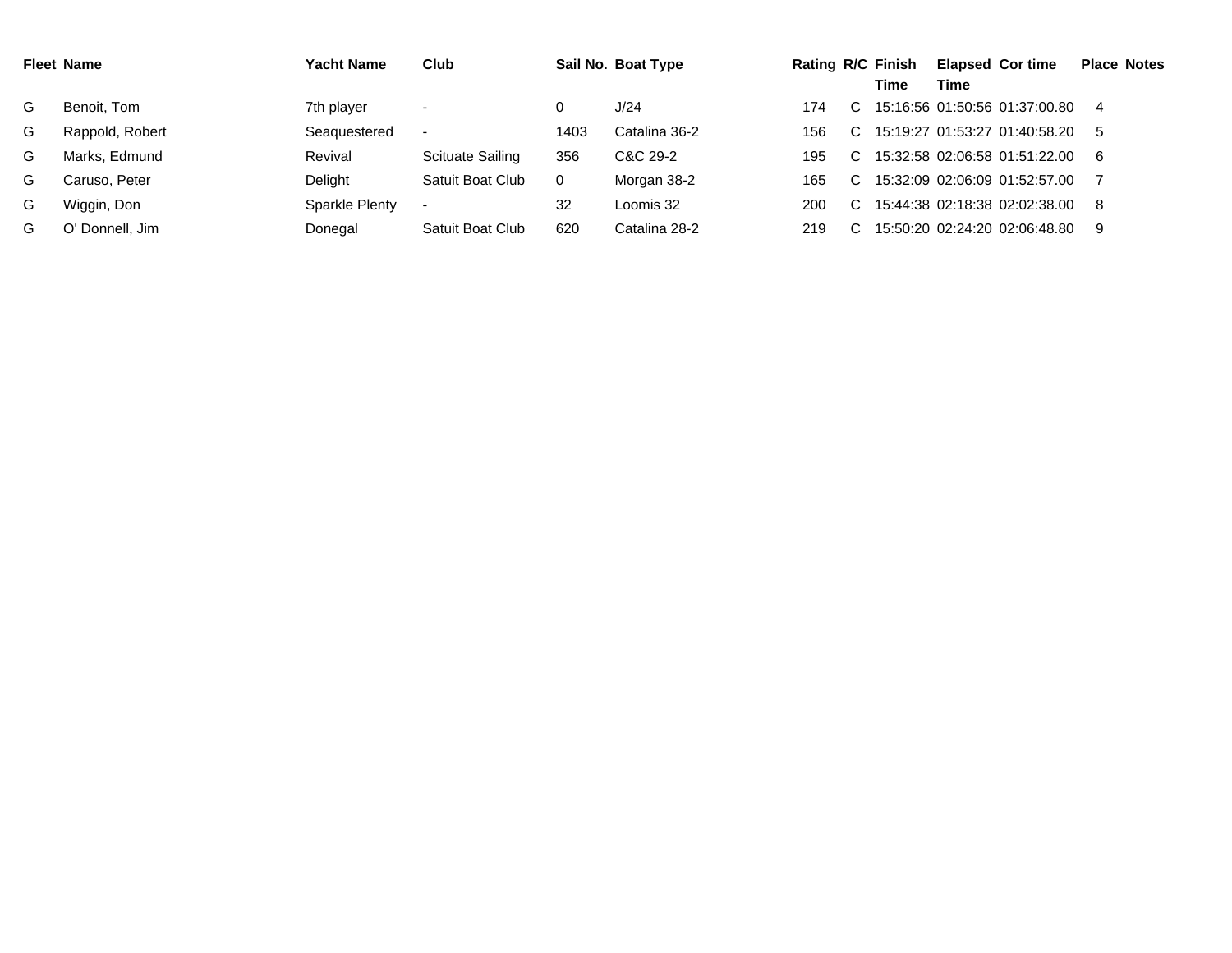| Fleet | Name | Yacht Name | Club | Sail No. | Boat Type | Rating | R/C | Finish Time | Elapsed Time | Cor time | Place | Notes |
|---|---|---|---|---|---|---|---|---|---|---|---|---|
| G | Benoit, Tom | 7th player | - | 0 | J/24 | 174 | C | 15:16:56 | 01:50:56 | 01:37:00.80 | 4 | |
| G | Rappold, Robert | Seaquestered | - | 1403 | Catalina 36-2 | 156 | C | 15:19:27 | 01:53:27 | 01:40:58.20 | 5 | |
| G | Marks, Edmund | Revival | Scituate Sailing | 356 | C&C 29-2 | 195 | C | 15:32:58 | 02:06:58 | 01:51:22.00 | 6 | |
| G | Caruso, Peter | Delight | Satuit Boat Club | 0 | Morgan 38-2 | 165 | C | 15:32:09 | 02:06:09 | 01:52:57.00 | 7 | |
| G | Wiggin, Don | Sparkle Plenty | - | 32 | Loomis 32 | 200 | C | 15:44:38 | 02:18:38 | 02:02:38.00 | 8 | |
| G | O' Donnell, Jim | Donegal | Satuit Boat Club | 620 | Catalina 28-2 | 219 | C | 15:50:20 | 02:24:20 | 02:06:48.80 | 9 | |